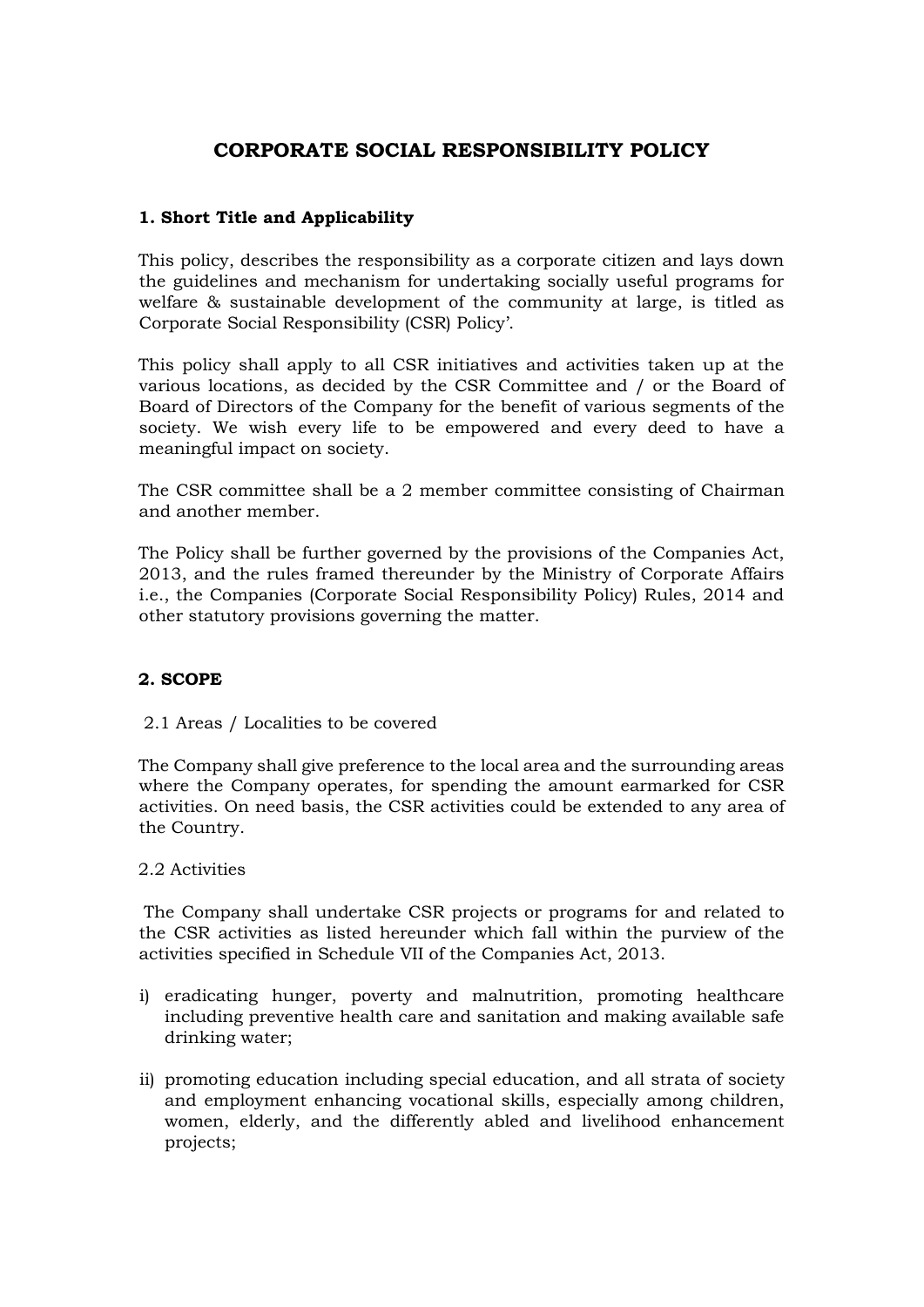# CORPORATE SOCIAL RESPONSIBILITY POLICY

## 1. Short Title and Applicability

This policy, describes the responsibility as a corporate citizen and lays down the guidelines and mechanism for undertaking socially useful programs for welfare & sustainable development of the community at large, is titled as Corporate Social Responsibility (CSR) Policy'.

This policy shall apply to all CSR initiatives and activities taken up at the various locations, as decided by the CSR Committee and / or the Board of Board of Directors of the Company for the benefit of various segments of the society. We wish every life to be empowered and every deed to have a meaningful impact on society.

The CSR committee shall be a 2 member committee consisting of Chairman and another member.

The Policy shall be further governed by the provisions of the Companies Act, 2013, and the rules framed thereunder by the Ministry of Corporate Affairs i.e., the Companies (Corporate Social Responsibility Policy) Rules, 2014 and other statutory provisions governing the matter.

## 2. SCOPE

### 2.1 Areas / Localities to be covered

The Company shall give preference to the local area and the surrounding areas where the Company operates, for spending the amount earmarked for CSR activities. On need basis, the CSR activities could be extended to any area of the Country.

### 2.2 Activities

The Company shall undertake CSR projects or programs for and related to the CSR activities as listed hereunder which fall within the purview of the activities specified in Schedule VII of the Companies Act, 2013.

i) eradicating hunger, poverty and malnutrition, promoting healthcare including preventive health care and sanitation and making available safe drinking water;

ii) promoting education including special education, and all strata of society and employment enhancing vocational skills, especially among children, women, elderly, and the differently abled and livelihood enhancement projects;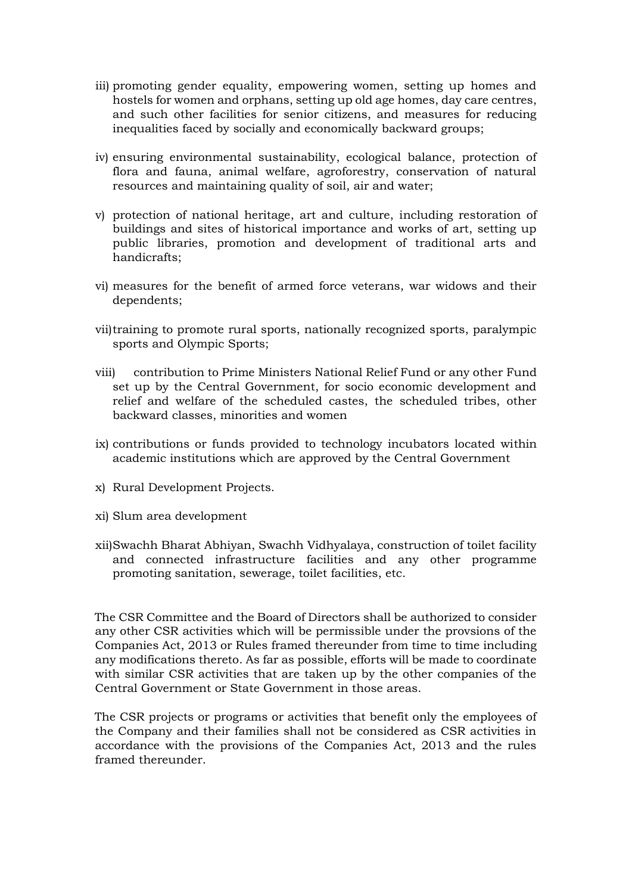iii) promoting gender equality, empowering women, setting up homes and hostels for women and orphans, setting up old age homes, day care centres, and such other facilities for senior citizens, and measures for reducing inequalities faced by socially and economically backward groups;

iv) ensuring environmental sustainability, ecological balance, protection of flora and fauna, animal welfare, agroforestry, conservation of natural resources and maintaining quality of soil, air and water;

v) protection of national heritage, art and culture, including restoration of buildings and sites of historical importance and works of art, setting up public libraries, promotion and development of traditional arts and handicrafts;

vi) measures for the benefit of armed force veterans, war widows and their dependents;

vii) training to promote rural sports, nationally recognized sports, paralympic sports and Olympic Sports;

viii) contribution to Prime Ministers National Relief Fund or any other Fund set up by the Central Government, for socio economic development and relief and welfare of the scheduled castes, the scheduled tribes, other backward classes, minorities and women

ix) contributions or funds provided to technology incubators located within academic institutions which are approved by the Central Government

x) Rural Development Projects.

xi) Slum area development

xii) Swachh Bharat Abhiyan, Swachh Vidhyalaya, construction of toilet facility and connected infrastructure facilities and any other programme promoting sanitation, sewerage, toilet facilities, etc.

The CSR Committee and the Board of Directors shall be authorized to consider any other CSR activities which will be permissible under the provsions of the Companies Act, 2013 or Rules framed thereunder from time to time including any modifications thereto. As far as possible, efforts will be made to coordinate with similar CSR activities that are taken up by the other companies of the Central Government or State Government in those areas.

The CSR projects or programs or activities that benefit only the employees of the Company and their families shall not be considered as CSR activities in accordance with the provisions of the Companies Act, 2013 and the rules framed thereunder.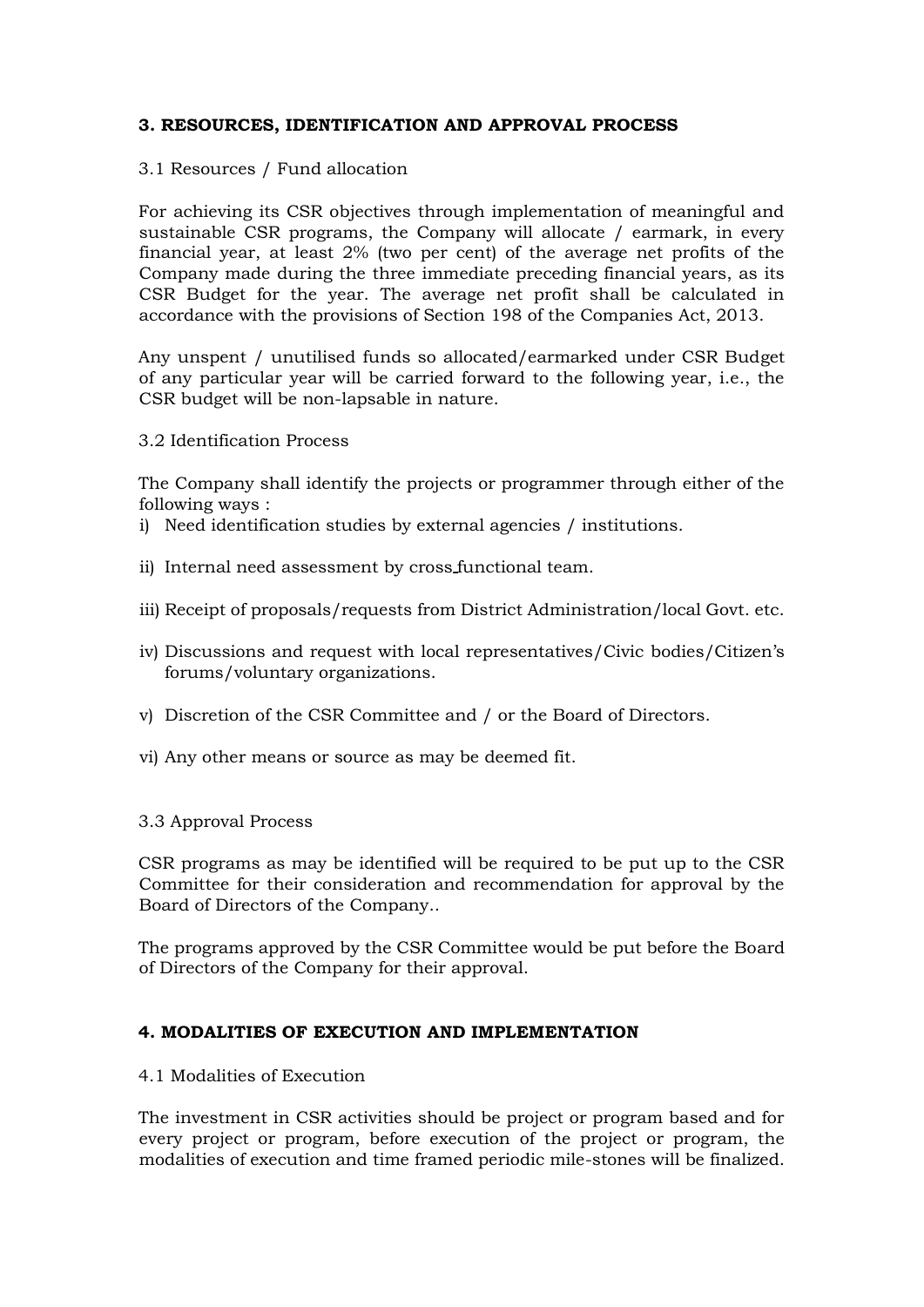## 3. RESOURCES, IDENTIFICATION AND APPROVAL PROCESS

3.1 Resources / Fund allocation

For achieving its CSR objectives through implementation of meaningful and sustainable CSR programs, the Company will allocate / earmark, in every financial year, at least 2% (two per cent) of the average net profits of the Company made during the three immediate preceding financial years, as its CSR Budget for the year. The average net profit shall be calculated in accordance with the provisions of Section 198 of the Companies Act, 2013.

Any unspent / unutilised funds so allocated/earmarked under CSR Budget of any particular year will be carried forward to the following year, i.e., the CSR budget will be non-lapsable in nature.

3.2 Identification Process

The Company shall identify the projects or programmer through either of the following ways :

i) Need identification studies by external agencies / institutions.

ii) Internal need assessment by cross_functional team.

iii) Receipt of proposals/requests from District Administration/local Govt. etc.

iv) Discussions and request with local representatives/Civic bodies/Citizen's forums/voluntary organizations.

v) Discretion of the CSR Committee and / or the Board of Directors.

vi) Any other means or source as may be deemed fit.

3.3 Approval Process

CSR programs as may be identified will be required to be put up to the CSR Committee for their consideration and recommendation for approval by the Board of Directors of the Company..

The programs approved by the CSR Committee would be put before the Board of Directors of the Company for their approval.

## 4. MODALITIES OF EXECUTION AND IMPLEMENTATION

4.1 Modalities of Execution

The investment in CSR activities should be project or program based and for every project or program, before execution of the project or program, the modalities of execution and time framed periodic mile-stones will be finalized.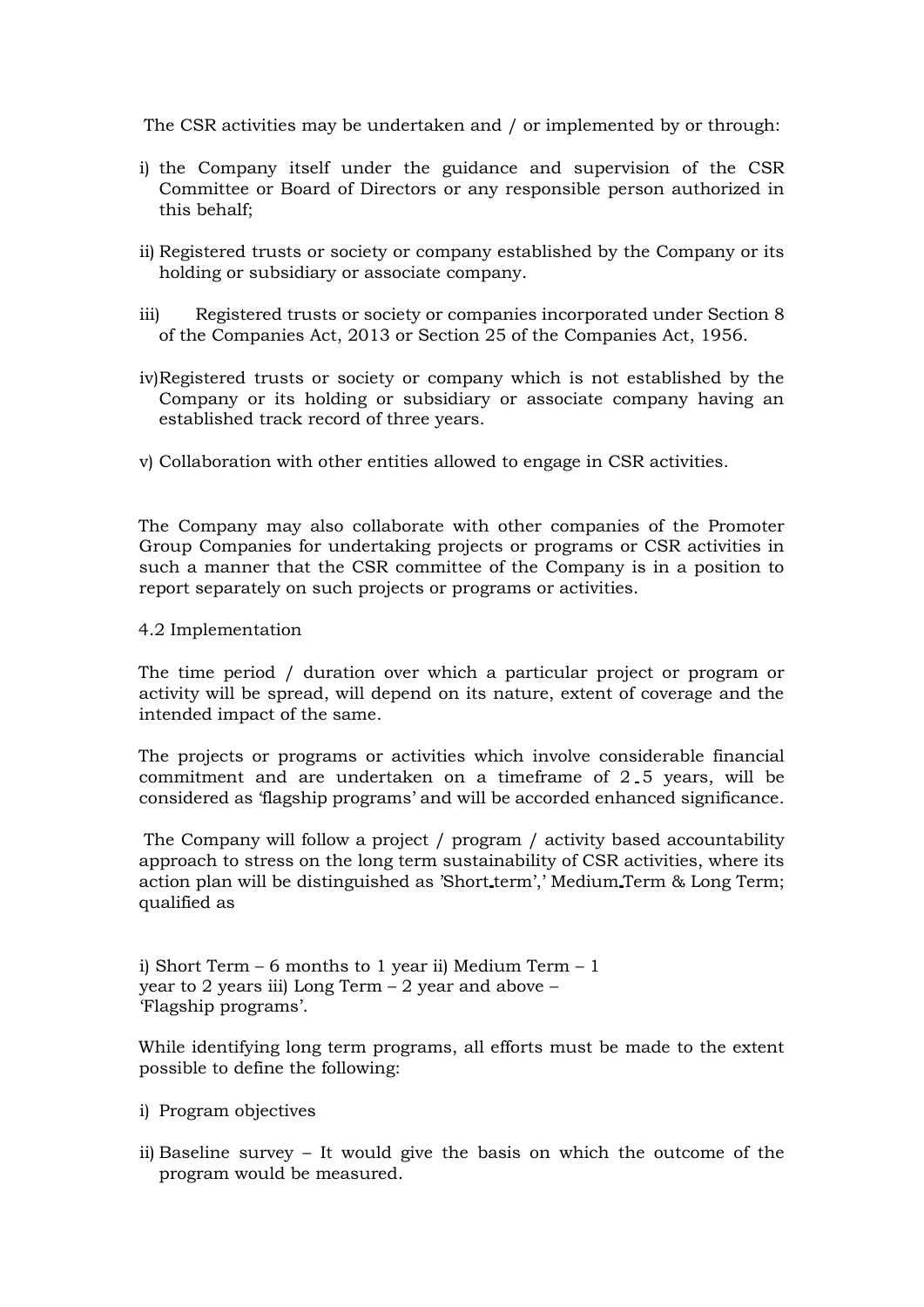The CSR activities may be undertaken and / or implemented by or through:

i) the Company itself under the guidance and supervision of the CSR Committee or Board of Directors or any responsible person authorized in this behalf;

ii) Registered trusts or society or company established by the Company or its holding or subsidiary or associate company.

iii) Registered trusts or society or companies incorporated under Section 8 of the Companies Act, 2013 or Section 25 of the Companies Act, 1956.

iv) Registered trusts or society or company which is not established by the Company or its holding or subsidiary or associate company having an established track record of three years.

v) Collaboration with other entities allowed to engage in CSR activities.

The Company may also collaborate with other companies of the Promoter Group Companies for undertaking projects or programs or CSR activities in such a manner that the CSR committee of the Company is in a position to report separately on such projects or programs or activities.

4.2 Implementation

The time period / duration over which a particular project or program or activity will be spread, will depend on its nature, extent of coverage and the intended impact of the same.

The projects or programs or activities which involve considerable financial commitment and are undertaken on a timeframe of 2-5 years, will be considered as 'flagship programs' and will be accorded enhanced significance.

The Company will follow a project / program / activity based accountability approach to stress on the long term sustainability of CSR activities, where its action plan will be distinguished as 'Short-term',' Medium-Term & Long Term; qualified as

i) Short Term – 6 months to 1 year ii) Medium Term – 1 year to 2 years iii) Long Term – 2 year and above – 'Flagship programs'.

While identifying long term programs, all efforts must be made to the extent possible to define the following:

i) Program objectives

ii) Baseline survey – It would give the basis on which the outcome of the program would be measured.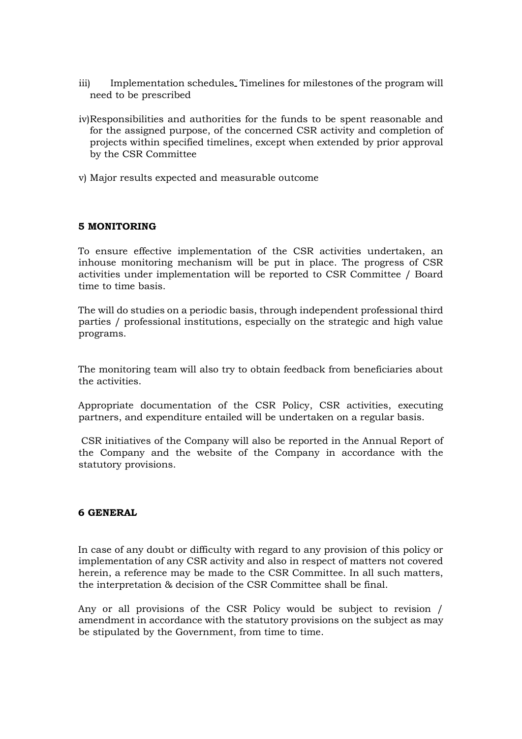iii) Implementation schedules_ Timelines for milestones of the program will need to be prescribed

iv) Responsibilities and authorities for the funds to be spent reasonable and for the assigned purpose, of the concerned CSR activity and completion of projects within specified timelines, except when extended by prior approval by the CSR Committee

v) Major results expected and measurable outcome

**5 MONITORING**

To ensure effective implementation of the CSR activities undertaken, an inhouse monitoring mechanism will be put in place. The progress of CSR activities under implementation will be reported to CSR Committee / Board time to time basis.

The will do studies on a periodic basis, through independent professional third parties / professional institutions, especially on the strategic and high value programs.

The monitoring team will also try to obtain feedback from beneficiaries about the activities.

Appropriate documentation of the CSR Policy, CSR activities, executing partners, and expenditure entailed will be undertaken on a regular basis.

CSR initiatives of the Company will also be reported in the Annual Report of the Company and the website of the Company in accordance with the statutory provisions.

**6 GENERAL**

In case of any doubt or difficulty with regard to any provision of this policy or implementation of any CSR activity and also in respect of matters not covered herein, a reference may be made to the CSR Committee. In all such matters, the interpretation & decision of the CSR Committee shall be final.

Any or all provisions of the CSR Policy would be subject to revision / amendment in accordance with the statutory provisions on the subject as may be stipulated by the Government, from time to time.